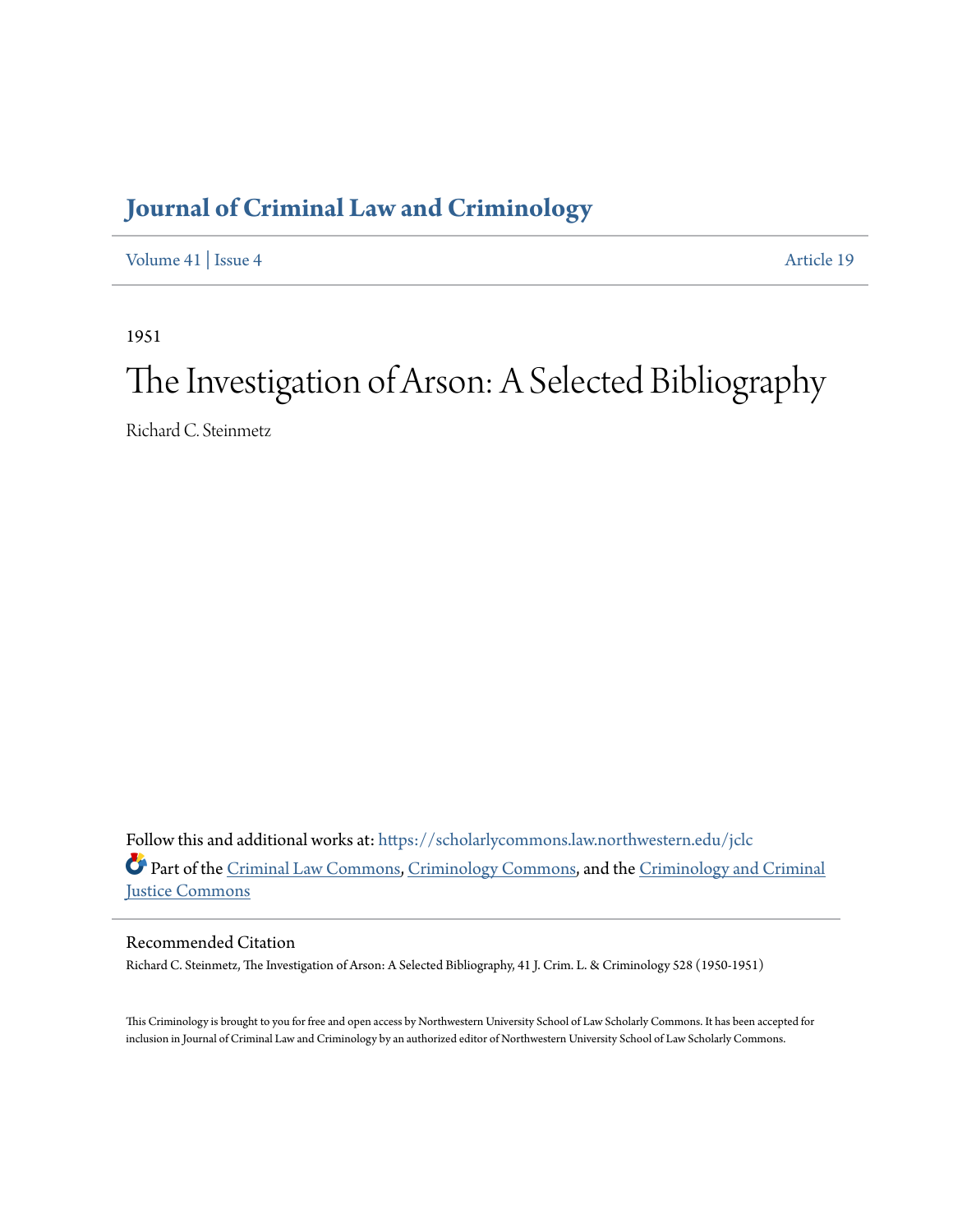# Journal of Criminal Law and Criminology

Volume 41 | Issue 4 Article 19

1951

# The Investigation of Arson: A Selected Bibliography

Richard C. Steinmetz

Follow this and additional works at: https://scholarlycommons.law.northwestern.edu/jclc

Part of the Criminal Law Commons, Criminology Commons, and the Criminology and Criminal Justice Commons

## Recommended Citation

Richard C. Steinmetz, The Investigation of Arson: A Selected Bibliography, 41 J. Crim. L. & Criminology 528 (1950-1951)

This Criminology is brought to you for free and open access by Northwestern University School of Law Scholarly Commons. It has been accepted for inclusion in Journal of Criminal Law and Criminology by an authorized editor of Northwestern University School of Law Scholarly Commons.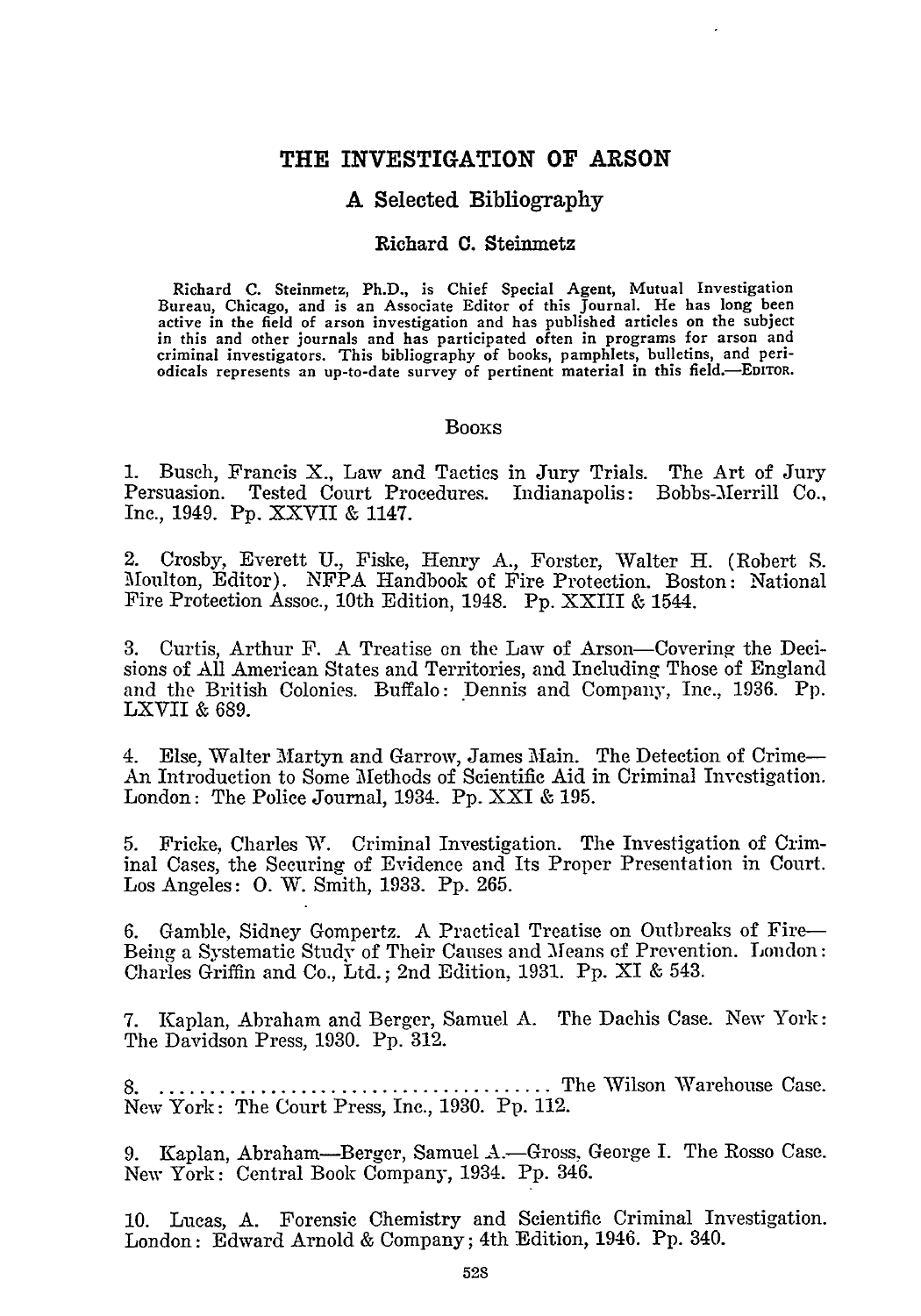# THE INVESTIGATION OF ARSON

## A Selected Bibliography

### Richard C. Steinmetz

Richard C. Steinmetz, Ph.D., is Chief Special Agent, Mutual Investigation Bureau, Chicago, and is an Associate Editor of this Journal. He has long been active in the field of arson investigation and has published articles on the subject in this and other journals and has participated often in programs for arson and criminal investigators. This bibliography of books, pamphlets, bulletins, and periodicals represents an up-to-date survey of pertinent material in this field.—EDITOR.

## BOOKS

1. Busch, Francis X., Law and Tactics in Jury Trials. The Art of Jury Persuasion. Tested Court Procedures. Indianapolis: Bobbs-Merrill Co., Inc., 1949. Pp. XXVII & 1147.

2. Crosby, Everett U., Fiske, Henry A., Forster, Walter H. (Robert S. Moulton, Editor). NFPA Handbook of Fire Protection. Boston: National Fire Protection Assoc., 10th Edition, 1948. Pp. XXIII & 1544.

3. Curtis, Arthur F. A Treatise on the Law of Arson—Covering the Decisions of All American States and Territories, and Including Those of England and the British Colonies. Buffalo: Dennis and Company, Inc., 1936. Pp. LXVII & 689.

4. Else, Walter Martyn and Garrow, James Main. The Detection of Crime—An Introduction to Some Methods of Scientific Aid in Criminal Investigation. London: The Police Journal, 1934. Pp. XXI & 195.

5. Fricke, Charles W. Criminal Investigation. The Investigation of Criminal Cases, the Securing of Evidence and Its Proper Presentation in Court. Los Angeles: O. W. Smith, 1933. Pp. 265.

6. Gamble, Sidney Gompertz. A Practical Treatise on Outbreaks of Fire—Being a Systematic Study of Their Causes and Means of Prevention. London: Charles Griffin and Co., Ltd.; 2nd Edition, 1931. Pp. XI & 543.

7. Kaplan, Abraham and Berger, Samuel A. The Dachis Case. New York: The Davidson Press, 1930. Pp. 312.

8. ...................................... The Wilson Warehouse Case. New York: The Court Press, Inc., 1930. Pp. 112.

9. Kaplan, Abraham—Berger, Samuel A.—Gross, George I. The Rosso Case. New York: Central Book Company, 1934. Pp. 346.

10. Lucas, A. Forensic Chemistry and Scientific Criminal Investigation. London: Edward Arnold & Company; 4th Edition, 1946. Pp. 340.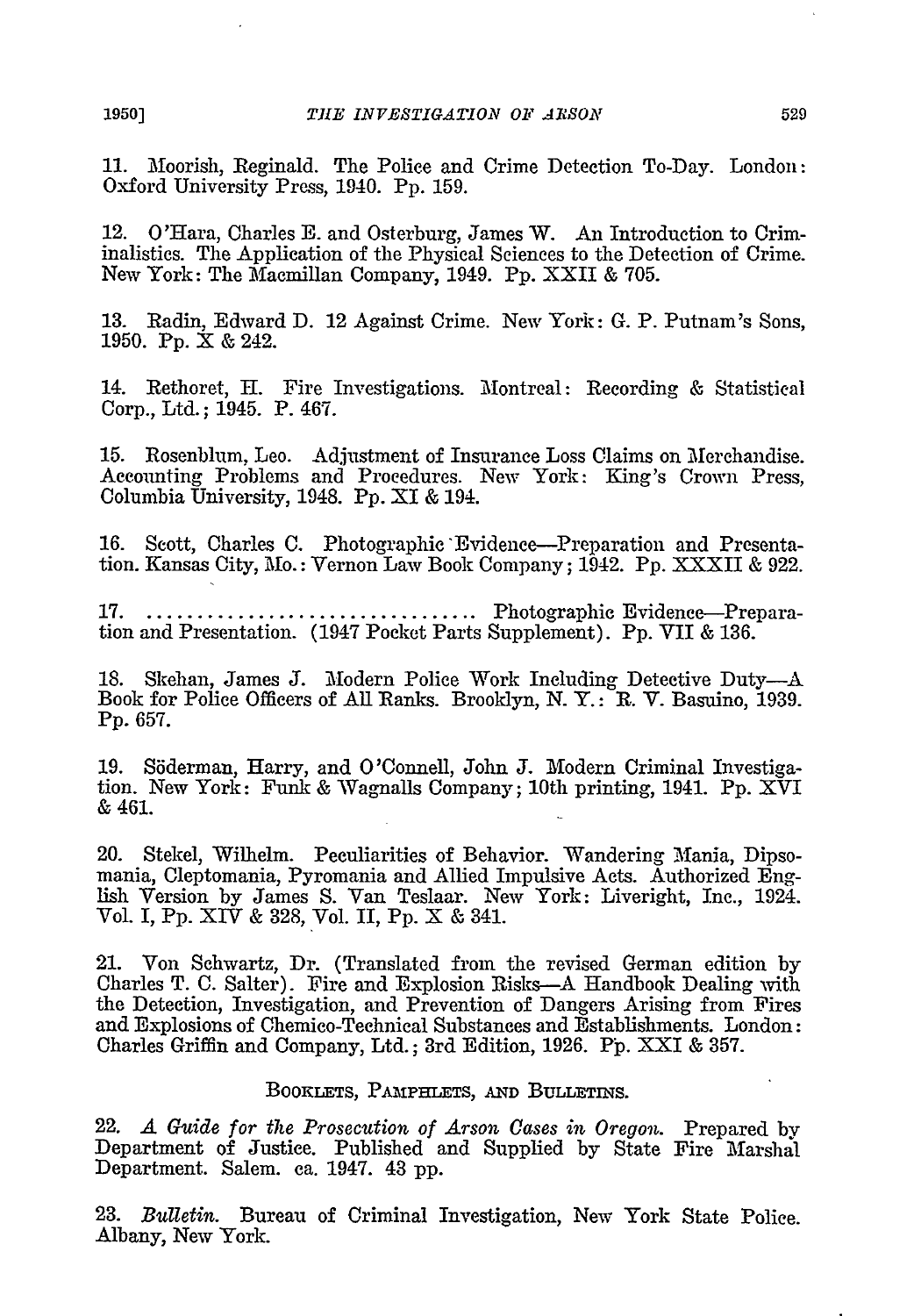11. Moorish, Reginald. The Police and Crime Detection To-Day. London: Oxford University Press, 1940. Pp. 159.

12. O'Hara, Charles E. and Osterburg, James W. An Introduction to Criminalistics. The Application of the Physical Sciences to the Detection of Crime. New York: The Macmillan Company, 1949. Pp. XXII & 705.

13. Radin, Edward D. 12 Against Crime. New York: G. P. Putnam's Sons, 1950. Pp. X & 242.

14. Rethoret, H. Fire Investigations. Montreal: Recording & Statistical Corp., Ltd.; 1945. P. 467.

15. Rosenblum, Leo. Adjustment of Insurance Loss Claims on Merchandise. Accounting Problems and Procedures. New York: King's Crown Press, Columbia University, 1948. Pp. XI & 194.

16. Scott, Charles C. Photographic Evidence—Preparation and Presentation. Kansas City, Mo.: Vernon Law Book Company; 1942. Pp. XXXII & 922.

17. ................................ Photographic Evidence—Preparation and Presentation. (1947 Pocket Parts Supplement). Pp. VII & 136.

18. Skehan, James J. Modern Police Work Including Detective Duty—A Book for Police Officers of All Ranks. Brooklyn, N. Y.: R. V. Basuino, 1939. Pp. 657.

19. Söderman, Harry, and O'Connell, John J. Modern Criminal Investigation. New York: Funk & Wagnalls Company; 10th printing, 1941. Pp. XVI & 461.

20. Stekel, Wilhelm. Peculiarities of Behavior. Wandering Mania, Dipsomania, Cleptomania, Pyromania and Allied Impulsive Acts. Authorized English Version by James S. Van Teslaar. New York: Liveright, Inc., 1924. Vol. I, Pp. XIV & 328, Vol. II, Pp. X & 341.

21. Von Schwartz, Dr. (Translated from the revised German edition by Charles T. C. Salter). Fire and Explosion Risks—A Handbook Dealing with the Detection, Investigation, and Prevention of Dangers Arising from Fires and Explosions of Chemico-Technical Substances and Establishments. London: Charles Griffin and Company, Ltd.; 3rd Edition, 1926. Pp. XXI & 357.

### Booklets, Pamphlets, and Bulletins.

22. *A Guide for the Prosecution of Arson Cases in Oregon.* Prepared by Department of Justice. Published and Supplied by State Fire Marshal Department. Salem. ca. 1947. 43 pp.

23. *Bulletin.* Bureau of Criminal Investigation, New York State Police. Albany, New York.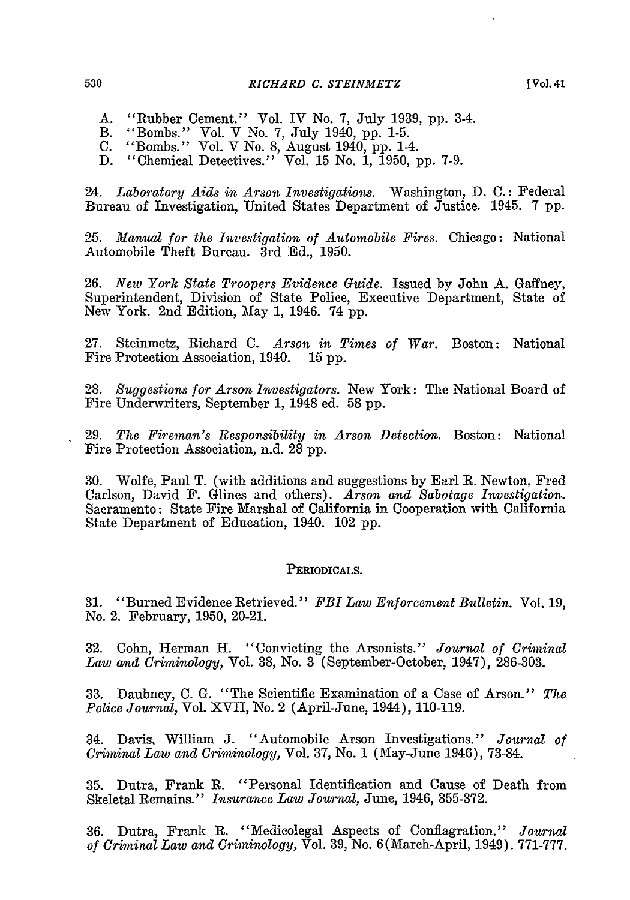A. "Rubber Cement." Vol. IV No. 7, July 1939, pp. 3-4.
B. "Bombs." Vol. V No. 7, July 1940, pp. 1-5.
C. "Bombs." Vol. V No. 8, August 1940, pp. 1-4.
D. "Chemical Detectives." Vol. 15 No. 1, 1950, pp. 7-9.

24. *Laboratory Aids in Arson Investigations.* Washington, D. C.: Federal Bureau of Investigation, United States Department of Justice. 1945. 7 pp.

25. *Manual for the Investigation of Automobile Fires.* Chicago: National Automobile Theft Bureau. 3rd Ed., 1950.

26. *New York State Troopers Evidence Guide.* Issued by John A. Gaffney, Superintendent, Division of State Police, Executive Department, State of New York. 2nd Edition, May 1, 1946. 74 pp.

27. Steinmetz, Richard C. *Arson in Times of War.* Boston: National Fire Protection Association, 1940. 15 pp.

28. *Suggestions for Arson Investigators.* New York: The National Board of Fire Underwriters, September 1, 1948 ed. 58 pp.

29. *The Fireman's Responsibility in Arson Detection.* Boston: National Fire Protection Association, n.d. 28 pp.

30. Wolfe, Paul T. (with additions and suggestions by Earl R. Newton, Fred Carlson, David F. Glines and others). *Arson and Sabotage Investigation.* Sacramento: State Fire Marshal of California in Cooperation with California State Department of Education, 1940. 102 pp.

## PERIODICALS.

31. "Burned Evidence Retrieved." *FBI Law Enforcement Bulletin.* Vol. 19, No. 2. February, 1950, 20-21.

32. Cohn, Herman H. "Convicting the Arsonists." *Journal of Criminal Law and Criminology,* Vol. 38, No. 3 (September-October, 1947), 286-303.

33. Daubney, C. G. "The Scientific Examination of a Case of Arson." *The Police Journal,* Vol. XVII, No. 2 (April-June, 1944), 110-119.

34. Davis, William J. "Automobile Arson Investigations." *Journal of Criminal Law and Criminology,* Vol. 37, No. 1 (May-June 1946), 73-84.

35. Dutra, Frank R. "Personal Identification and Cause of Death from Skeletal Remains." *Insurance Law Journal,* June, 1946, 355-372.

36. Dutra, Frank R. "Medicolegal Aspects of Conflagration." *Journal of Criminal Law and Criminology,* Vol. 39, No. 6 (March-April, 1949). 771-777.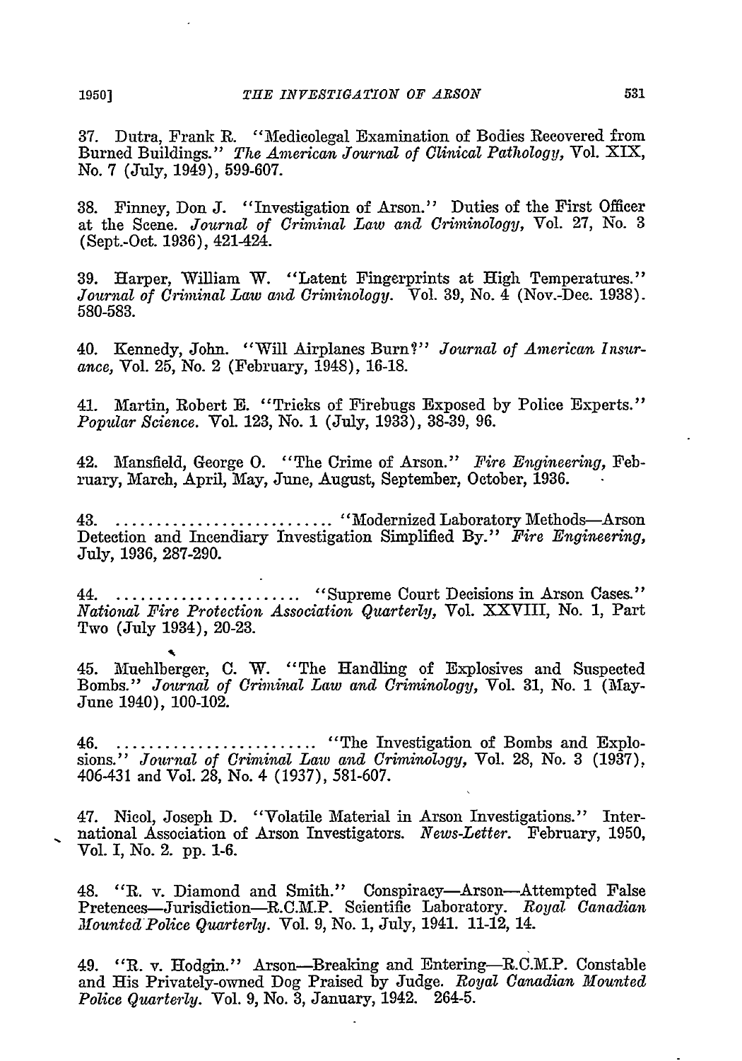37. Dutra, Frank R. "Medicolegal Examination of Bodies Recovered from Burned Buildings." *The American Journal of Clinical Pathology,* Vol. XIX, No. 7 (July, 1949), 599-607.

38. Finney, Don J. "Investigation of Arson." Duties of the First Officer at the Scene. *Journal of Criminal Law and Criminology,* Vol. 27, No. 3 (Sept.-Oct. 1936), 421-424.

39. Harper, William W. "Latent Fingerprints at High Temperatures." *Journal of Criminal Law and Criminology.* Vol. 39, No. 4 (Nov.-Dec. 1938). 580-583.

40. Kennedy, John. "Will Airplanes Burn?" *Journal of American Insurance,* Vol. 25, No. 2 (February, 1948), 16-18.

41. Martin, Robert E. "Tricks of Firebugs Exposed by Police Experts." *Popular Science.* Vol. 123, No. 1 (July, 1933), 38-39, 96.

42. Mansfield, George O. "The Crime of Arson." *Fire Engineering,* February, March, April, May, June, August, September, October, 1936.

43. .......................... "Modernized Laboratory Methods—Arson Detection and Incendiary Investigation Simplified By." *Fire Engineering,* July, 1936, 287-290.

44. ...................... "Supreme Court Decisions in Arson Cases." *National Fire Protection Association Quarterly,* Vol. XXVIII, No. 1, Part Two (July 1934), 20-23.

45. Muehlberger, C. W. "The Handling of Explosives and Suspected Bombs." *Journal of Criminal Law and Criminology,* Vol. 31, No. 1 (May-June 1940), 100-102.

46. ........................ "The Investigation of Bombs and Explosions." *Journal of Criminal Law and Criminology,* Vol. 28, No. 3 (1937), 406-431 and Vol. 28, No. 4 (1937), 581-607.

47. Nicol, Joseph D. "Volatile Material in Arson Investigations." International Association of Arson Investigators. *News-Letter.* February, 1950, Vol. I, No. 2. pp. 1-6.

48. "R. v. Diamond and Smith." Conspiracy—Arson—Attempted False Pretences—Jurisdiction—R.C.M.P. Scientific Laboratory. *Royal Canadian Mounted Police Quarterly.* Vol. 9, No. 1, July, 1941. 11-12, 14.

49. "R. v. Hodgin." Arson—Breaking and Entering—R.C.M.P. Constable and His Privately-owned Dog Praised by Judge. *Royal Canadian Mounted Police Quarterly.* Vol. 9, No. 3, January, 1942. 264-5.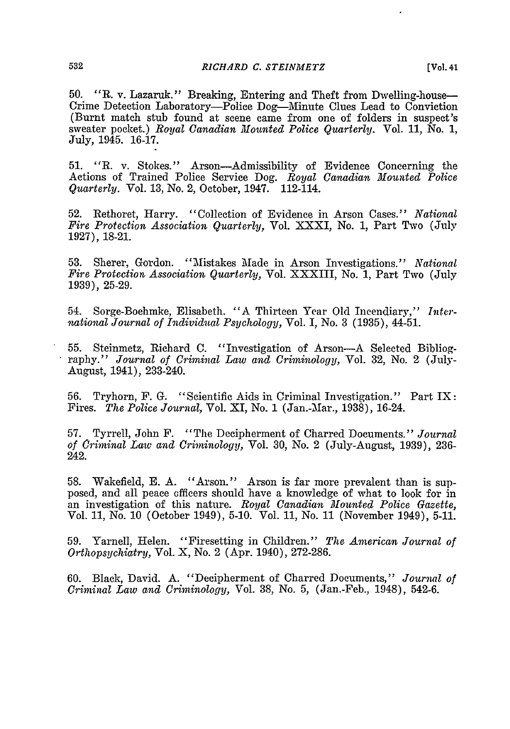50. "R. v. Lazaruk." Breaking, Entering and Theft from Dwelling-house—Crime Detection Laboratory—Police Dog—Minute Clues Lead to Conviction (Burnt match stub found at scene came from one of folders in suspect's sweater pocket.) *Royal Canadian Mounted Police Quarterly.* Vol. 11, No. 1, July, 1945. 16-17.

51. "R. v. Stokes." Arson—Admissibility of Evidence Concerning the Actions of Trained Police Service Dog. *Royal Canadian Mounted Police Quarterly.* Vol. 13, No. 2, October, 1947. 112-114.

52. Rethoret, Harry. "Collection of Evidence in Arson Cases." *National Fire Protection Association Quarterly,* Vol. XXXI, No. 1, Part Two (July 1927), 18-21.

53. Sherer, Gordon. "Mistakes Made in Arson Investigations." *National Fire Protection Association Quarterly,* Vol. XXXIII, No. 1, Part Two (July 1939), 25-29.

54. Sorge-Boehmke, Elisabeth. "A Thirteen Year Old Incendiary," *International Journal of Individual Psychology,* Vol. I, No. 3 (1935), 44-51.

55. Steinmetz, Richard C. "Investigation of Arson—A Selected Bibliography." *Journal of Criminal Law and Criminology,* Vol. 32, No. 2 (July-August, 1941), 233-240.

56. Tryhorn, F. G. "Scientific Aids in Criminal Investigation." Part IX: Fires. *The Police Journal,* Vol. XI, No. 1 (Jan.-Mar., 1938), 16-24.

57. Tyrrell, John F. "The Decipherment of Charred Documents." *Journal of Criminal Law and Criminology,* Vol. 30, No. 2 (July-August, 1939), 236-242.

58. Wakefield, E. A. "Arson." Arson is far more prevalent than is supposed, and all peace officers should have a knowledge of what to look for in an investigation of this nature. *Royal Canadian Mounted Police Gazette,* Vol. 11, No. 10 (October 1949), 5-10. Vol. 11, No. 11 (November 1949), 5-11.

59. Yarnell, Helen. "Firesetting in Children." *The American Journal of Orthopsychiatry,* Vol. X, No. 2 (Apr. 1940), 272-286.

60. Black, David. A. "Decipherment of Charred Documents," *Journal of Criminal Law and Criminology,* Vol. 38, No. 5, (Jan.-Feb., 1948), 542-6.